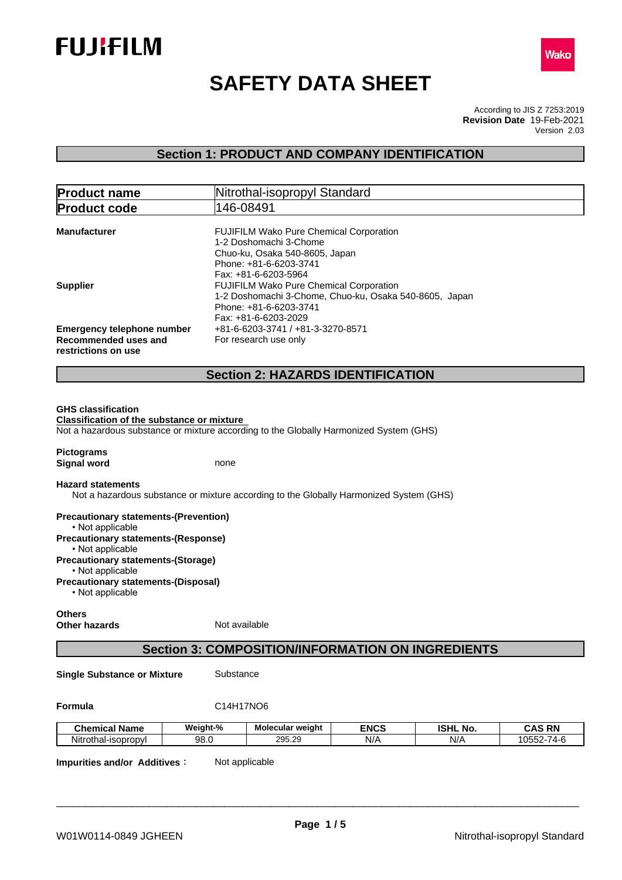FUJIFILM

Wako

# SAFETY DATA SHEET

According to JIS Z 7253:2019
**Revision Date** 19-Feb-2021
Version 2.03

## Section 1: PRODUCT AND COMPANY IDENTIFICATION

| | |
|---|---|
| **Product name** | Nitrothal-isopropyl Standard |
| **Product code** | 146-08491 |

**Manufacturer**
FUJIFILM Wako Pure Chemical Corporation
1-2 Doshomachi 3-Chome
Chuo-ku, Osaka 540-8605, Japan
Phone: +81-6-6203-3741
Fax: +81-6-6203-5964

**Supplier**
FUJIFILM Wako Pure Chemical Corporation
1-2 Doshomachi 3-Chome, Chuo-ku, Osaka 540-8605, Japan
Phone: +81-6-6203-3741
Fax: +81-6-6203-2029

**Emergency telephone number** +81-6-6203-3741 / +81-3-3270-8571

**Recommended uses and restrictions on use** For research use only

## Section 2: HAZARDS IDENTIFICATION

**GHS classification**

**Classification of the substance or mixture**

Not a hazardous substance or mixture according to the Globally Harmonized System (GHS)

**Pictograms**

**Signal word** none

**Hazard statements**

Not a hazardous substance or mixture according to the Globally Harmonized System (GHS)

**Precautionary statements-(Prevention)**
- Not applicable

**Precautionary statements-(Response)**
- Not applicable

**Precautionary statements-(Storage)**
- Not applicable

**Precautionary statements-(Disposal)**
- Not applicable

**Others**

**Other hazards** Not available

## Section 3: COMPOSITION/INFORMATION ON INGREDIENTS

**Single Substance or Mixture** Substance

**Formula** $C_{14}H_{17}NO_6$

| Chemical Name | Weight-% | Molecular weight | ENCS | ISHL No. | CAS RN |
|---|---|---|---|---|---|
| Nitrothal-isopropyl | 98.0 | 295.29 | N/A | N/A | 10552-74-6 |

**Impurities and/or Additives**: Not applicable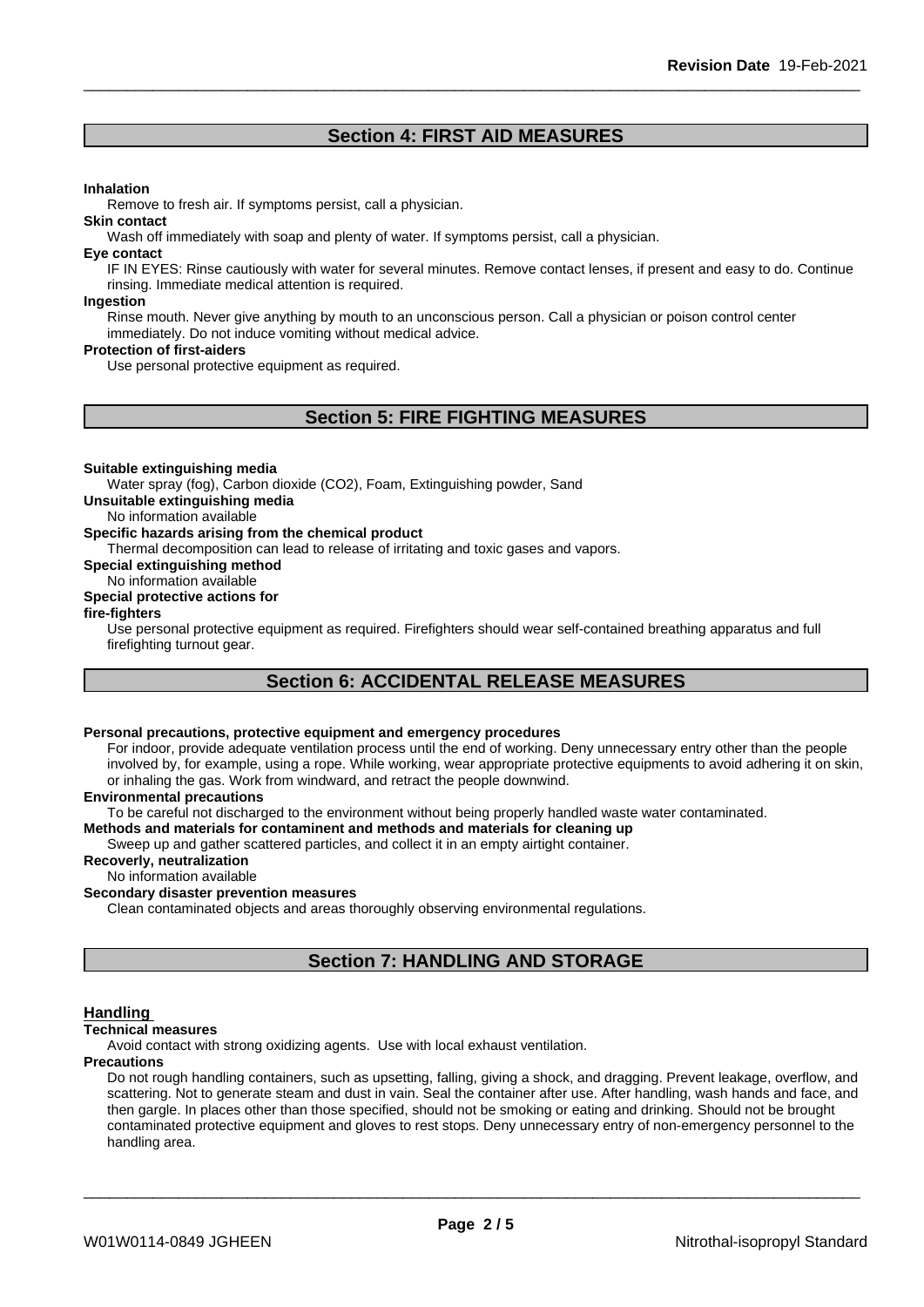## Section 4: FIRST AID MEASURES

**Inhalation**

Remove to fresh air. If symptoms persist, call a physician.

**Skin contact**

Wash off immediately with soap and plenty of water. If symptoms persist, call a physician.

**Eye contact**

IF IN EYES: Rinse cautiously with water for several minutes. Remove contact lenses, if present and easy to do. Continue rinsing. Immediate medical attention is required.

**Ingestion**

Rinse mouth. Never give anything by mouth to an unconscious person. Call a physician or poison control center immediately. Do not induce vomiting without medical advice.

**Protection of first-aiders**

Use personal protective equipment as required.

## Section 5: FIRE FIGHTING MEASURES

**Suitable extinguishing media**

Water spray (fog), Carbon dioxide ($CO_2$), Foam, Extinguishing powder, Sand

**Unsuitable extinguishing media**

No information available

**Specific hazards arising from the chemical product**

Thermal decomposition can lead to release of irritating and toxic gases and vapors.

**Special extinguishing method**

No information available

**Special protective actions for fire-fighters**

Use personal protective equipment as required. Firefighters should wear self-contained breathing apparatus and full firefighting turnout gear.

## Section 6: ACCIDENTAL RELEASE MEASURES

**Personal precautions, protective equipment and emergency procedures**

For indoor, provide adequate ventilation process until the end of working. Deny unnecessary entry other than the people involved by, for example, using a rope. While working, wear appropriate protective equipments to avoid adhering it on skin, or inhaling the gas. Work from windward, and retract the people downwind.

**Environmental precautions**

To be careful not discharged to the environment without being properly handled waste water contaminated.

**Methods and materials for contaminent and methods and materials for cleaning up**

Sweep up and gather scattered particles, and collect it in an empty airtight container.

**Recoverly, neutralization**

No information available

**Secondary disaster prevention measures**

Clean contaminated objects and areas thoroughly observing environmental regulations.

## Section 7: HANDLING AND STORAGE

### Handling

**Technical measures**

Avoid contact with strong oxidizing agents. Use with local exhaust ventilation.

**Precautions**

Do not rough handling containers, such as upsetting, falling, giving a shock, and dragging. Prevent leakage, overflow, and scattering. Not to generate steam and dust in vain. Seal the container after use. After handling, wash hands and face, and then gargle. In places other than those specified, should not be smoking or eating and drinking. Should not be brought contaminated protective equipment and gloves to rest stops. Deny unnecessary entry of non-emergency personnel to the handling area.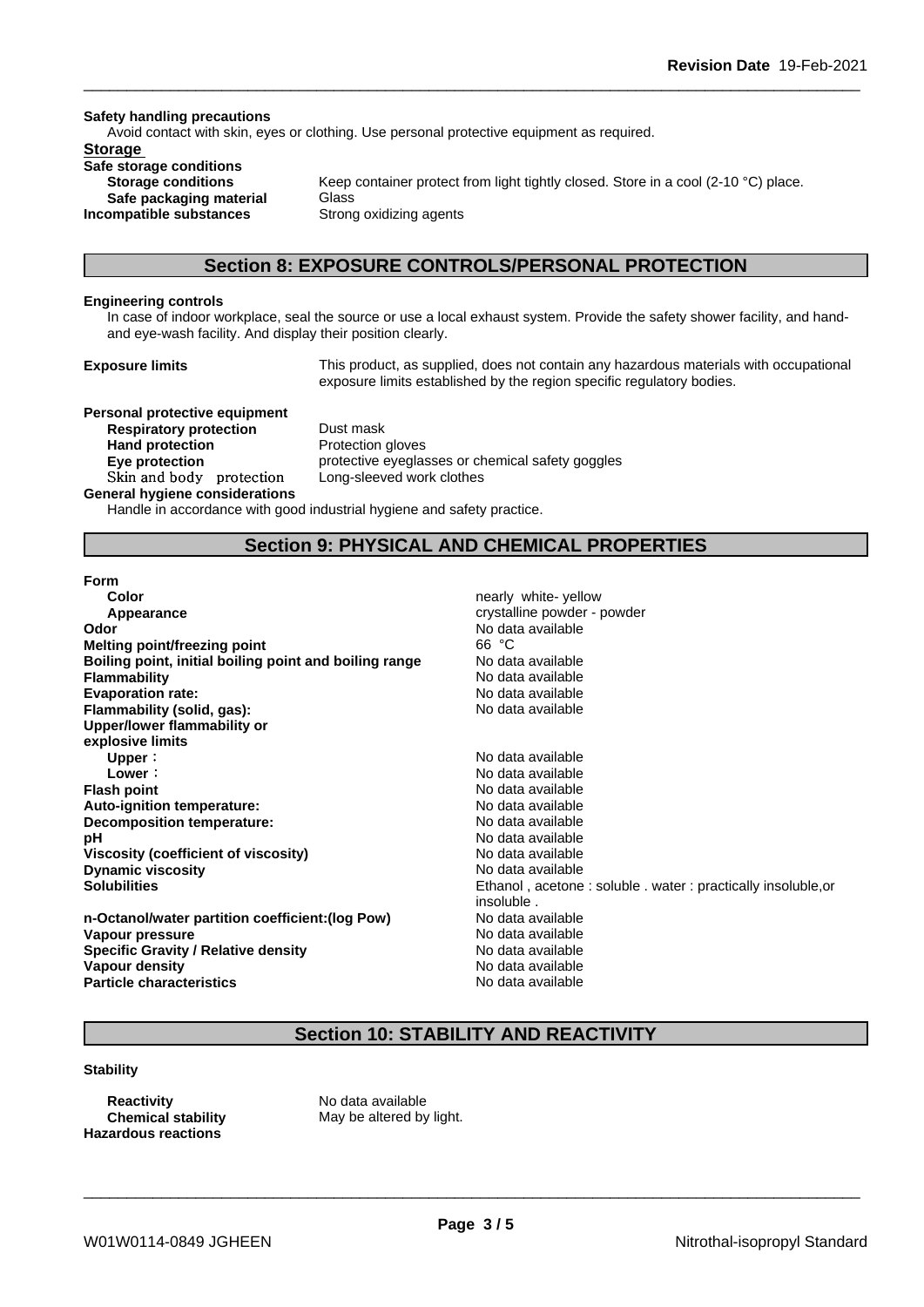**Safety handling precautions**

Avoid contact with skin, eyes or clothing. Use personal protective equipment as required.

**Storage**

**Safe storage conditions**

| | |
|---|---|
| **Storage conditions** | Keep container protect from light tightly closed. Store in a cool (2-10 °C) place. |
| **Safe packaging material** | Glass |
| **Incompatible substances** | Strong oxidizing agents |

## Section 8: EXPOSURE CONTROLS/PERSONAL PROTECTION

**Engineering controls**

In case of indoor workplace, seal the source or use a local exhaust system. Provide the safety shower facility, and hand- and eye-wash facility. And display their position clearly.

**Exposure limits** This product, as supplied, does not contain any hazardous materials with occupational exposure limits established by the region specific regulatory bodies.

**Personal protective equipment**

| | |
|---|---|
| **Respiratory protection** | Dust mask |
| **Hand protection** | Protection gloves |
| **Eye protection** | protective eyeglasses or chemical safety goggles |
| Skin and body protection | Long-sleeved work clothes |

**General hygiene considerations**

Handle in accordance with good industrial hygiene and safety practice.

## Section 9: PHYSICAL AND CHEMICAL PROPERTIES

| | |
|---|---|
| **Form** | |
| **Color** | nearly white- yellow |
| **Appearance** | crystalline powder - powder |
| **Odor** | No data available |
| **Melting point/freezing point** | 66 °C |
| **Boiling point, initial boiling point and boiling range** | No data available |
| **Flammability** | No data available |
| **Evaporation rate:** | No data available |
| **Flammability (solid, gas):** | No data available |
| **Upper/lower flammability or explosive limits** | |
| **Upper**： | No data available |
| **Lower**： | No data available |
| **Flash point** | No data available |
| **Auto-ignition temperature:** | No data available |
| **Decomposition temperature:** | No data available |
| **pH** | No data available |
| **Viscosity (coefficient of viscosity)** | No data available |
| **Dynamic viscosity** | No data available |
| **Solubilities** | Ethanol , acetone : soluble . water : practically insoluble,or insoluble . |
| **n-Octanol/water partition coefficient:(log Pow)** | No data available |
| **Vapour pressure** | No data available |
| **Specific Gravity / Relative density** | No data available |
| **Vapour density** | No data available |
| **Particle characteristics** | No data available |

## Section 10: STABILITY AND REACTIVITY

**Stability**

| | |
|---|---|
| **Reactivity** | No data available |
| **Chemical stability** | May be altered by light. |

**Hazardous reactions**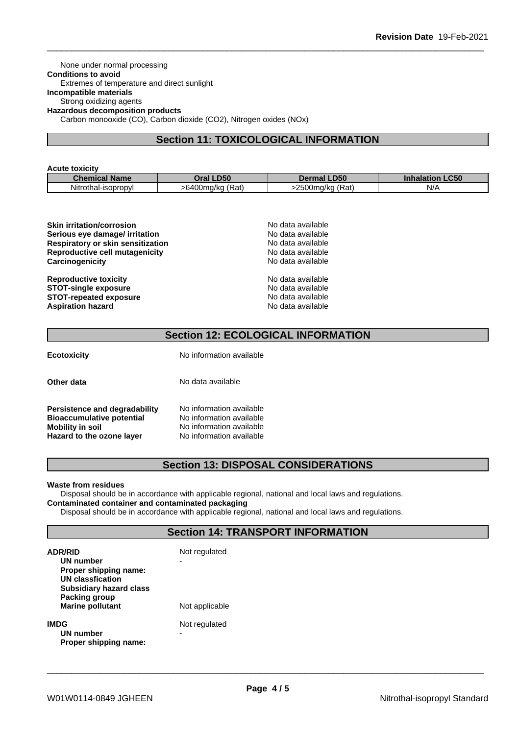None under normal processing

**Conditions to avoid**

Extremes of temperature and direct sunlight

**Incompatible materials**

Strong oxidizing agents

**Hazardous decomposition products**

Carbon monooxide (CO), Carbon dioxide ($CO_2$), Nitrogen oxides ($NO_x$)

## Section 11: TOXICOLOGICAL INFORMATION

**Acute toxicity**

| Chemical Name | Oral LD50 | Dermal LD50 | Inhalation LC50 |
|---|---|---|---|
| Nitrothal-isopropyl | >6400mg/kg (Rat) | >2500mg/kg (Rat) | N/A |

**Skin irritation/corrosion** No data available
**Serious eye damage/ irritation** No data available
**Respiratory or skin sensitization** No data available
**Reproductive cell mutagenicity** No data available
**Carcinogenicity** No data available

**Reproductive toxicity** No data available
**STOT-single exposure** No data available
**STOT-repeated exposure** No data available
**Aspiration hazard** No data available

## Section 12: ECOLOGICAL INFORMATION

**Ecotoxicity** No information available

**Other data** No data available

**Persistence and degradability** No information available
**Bioaccumulative potential** No information available
**Mobility in soil** No information available
**Hazard to the ozone layer** No information available

## Section 13: DISPOSAL CONSIDERATIONS

**Waste from residues**

Disposal should be in accordance with applicable regional, national and local laws and regulations.

**Contaminated container and contaminated packaging**

Disposal should be in accordance with applicable regional, national and local laws and regulations.

## Section 14: TRANSPORT INFORMATION

**ADR/RID** Not regulated
**UN number** -
**Proper shipping name:**
**UN classfication**
**Subsidiary hazard class**
**Packing group**
**Marine pollutant** Not applicable

**IMDG** Not regulated
**UN number** -
**Proper shipping name:**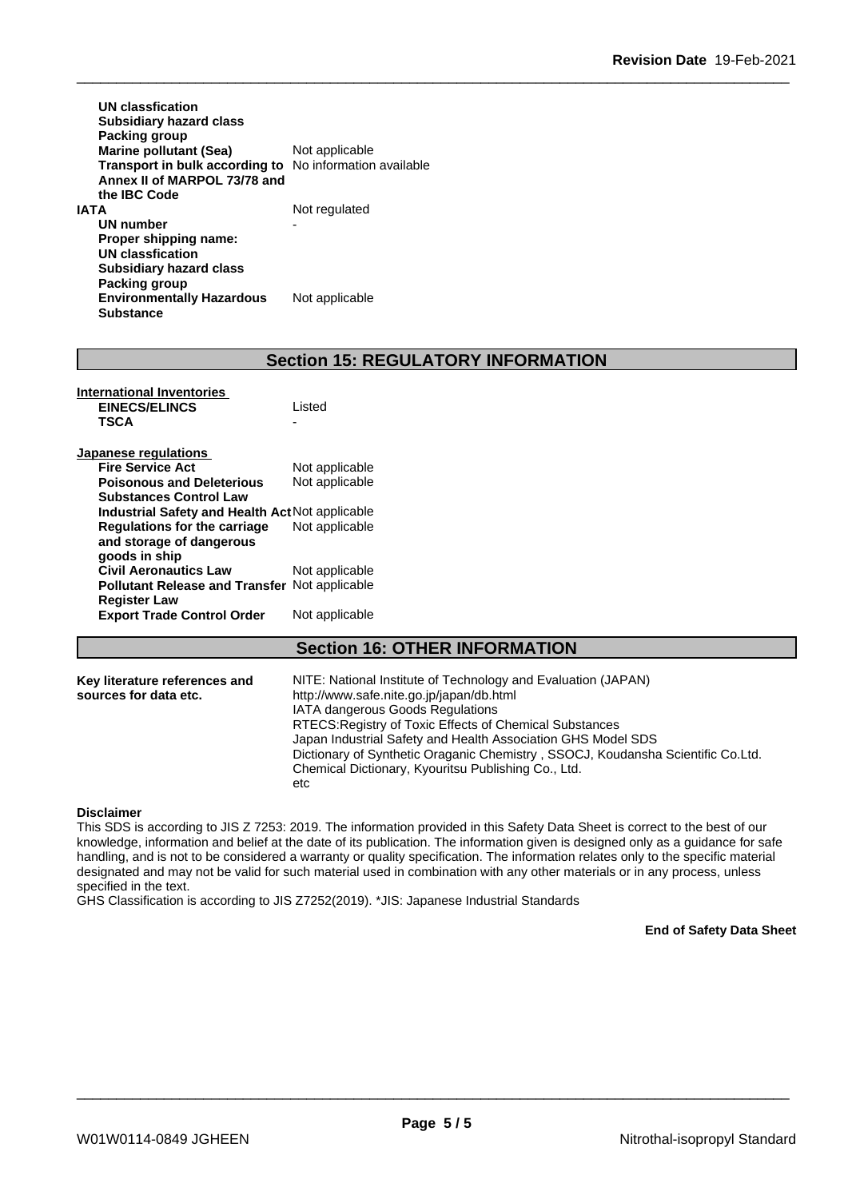| | |
|---|---|
| **UN classfication** | |
| **Subsidiary hazard class** | |
| **Packing group** | |
| **Marine pollutant (Sea)** | Not applicable |
| **Transport in bulk according to Annex II of MARPOL 73/78 and the IBC Code** | No information available |
| **IATA** | Not regulated |
| **UN number** | - |
| **Proper shipping name:** | |
| **UN classfication** | |
| **Subsidiary hazard class** | |
| **Packing group** | |
| **Environmentally Hazardous Substance** | Not applicable |

## Section 15: REGULATORY INFORMATION

**International Inventories**

| | |
|---|---|
| **EINECS/ELINCS** | Listed |
| **TSCA** | - |

**Japanese regulations**

| | |
|---|---|
| **Fire Service Act** | Not applicable |
| **Poisonous and Deleterious Substances Control Law** | Not applicable |
| **Industrial Safety and Health Act** | Not applicable |
| **Regulations for the carriage and storage of dangerous goods in ship** | Not applicable |
| **Civil Aeronautics Law** | Not applicable |
| **Pollutant Release and Transfer Register Law** | Not applicable |
| **Export Trade Control Order** | Not applicable |

## Section 16: OTHER INFORMATION

**Key literature references and sources for data etc.**

NITE: National Institute of Technology and Evaluation (JAPAN)
http://www.safe.nite.go.jp/japan/db.html
IATA dangerous Goods Regulations
RTECS:Registry of Toxic Effects of Chemical Substances
Japan Industrial Safety and Health Association GHS Model SDS
Dictionary of Synthetic Oraganic Chemistry , SSOCJ, Koudansha Scientific Co.Ltd.
Chemical Dictionary, Kyouritsu Publishing Co., Ltd.
etc

**Disclaimer**

This SDS is according to JIS Z 7253: 2019. The information provided in this Safety Data Sheet is correct to the best of our knowledge, information and belief at the date of its publication. The information given is designed only as a guidance for safe handling, and is not to be considered a warranty or quality specification. The information relates only to the specific material designated and may not be valid for such material used in combination with any other materials or in any process, unless specified in the text.
GHS Classification is according to JIS Z7252(2019). *JIS: Japanese Industrial Standards

**End of Safety Data Sheet**